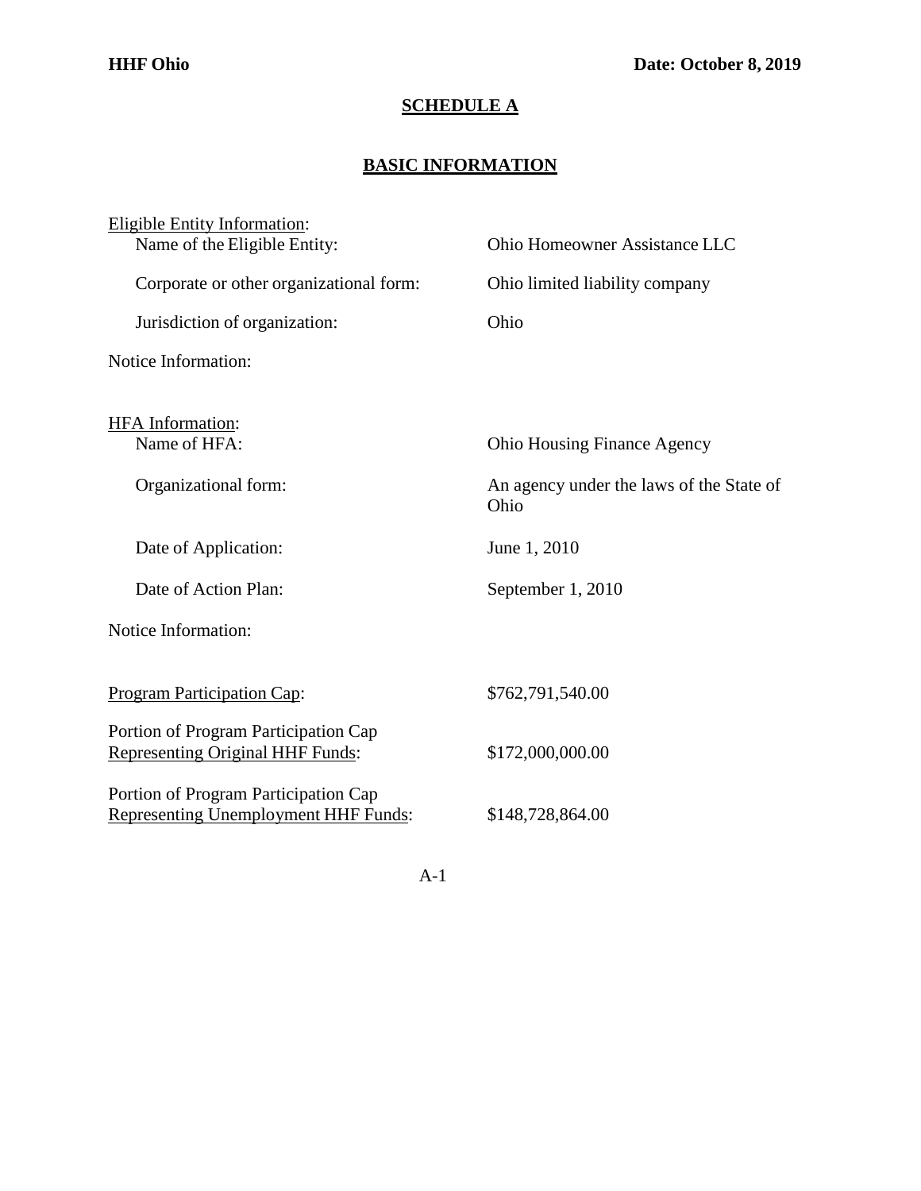**HHF Ohio** **Date: October 8, 2019**

# SCHEDULE A

## BASIC INFORMATION

Eligible Entity Information:

| | |
|---|---|
| Name of the Eligible Entity: | Ohio Homeowner Assistance LLC |
| Corporate or other organizational form: | Ohio limited liability company |
| Jurisdiction of organization: | Ohio |
| Notice Information: | |

HFA Information:

| | |
|---|---|
| Name of HFA: | Ohio Housing Finance Agency |
| Organizational form: | An agency under the laws of the State of Ohio |
| Date of Application: | June 1, 2010 |
| Date of Action Plan: | September 1, 2010 |
| Notice Information: | |

| | |
|---|---|
| Program Participation Cap: | \$762,791,540.00 |
| Portion of Program Participation Cap Representing Original HHF Funds: | \$172,000,000.00 |
| Portion of Program Participation Cap Representing Unemployment HHF Funds: | \$148,728,864.00 |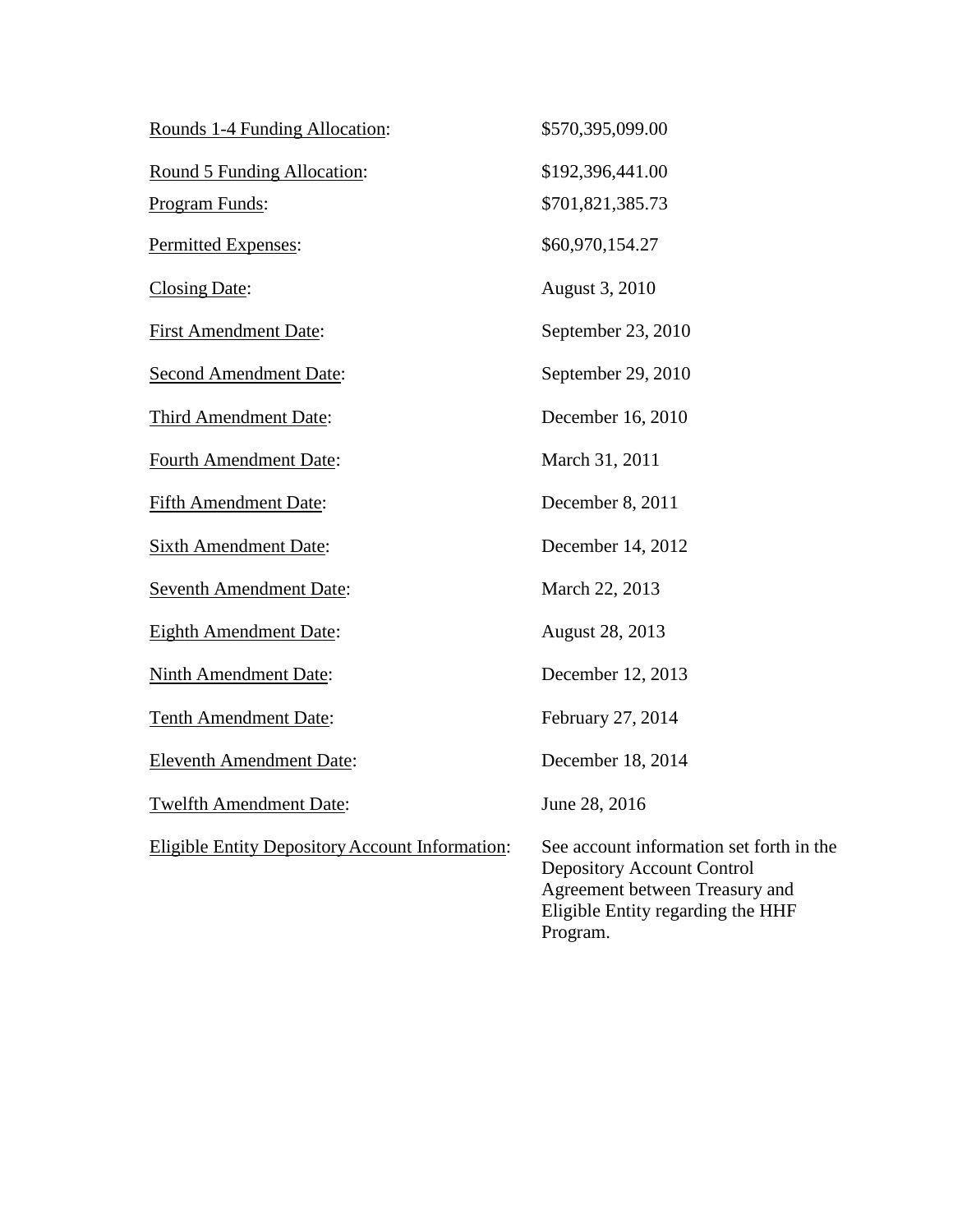| | |
|---|---|
| Rounds 1-4 Funding Allocation: | $570,395,099.00 |
| Round 5 Funding Allocation: | $192,396,441.00 |
| Program Funds: | $701,821,385.73 |
| Permitted Expenses: | $60,970,154.27 |
| Closing Date: | August 3, 2010 |
| First Amendment Date: | September 23, 2010 |
| Second Amendment Date: | September 29, 2010 |
| Third Amendment Date: | December 16, 2010 |
| Fourth Amendment Date: | March 31, 2011 |
| Fifth Amendment Date: | December 8, 2011 |
| Sixth Amendment Date: | December 14, 2012 |
| Seventh Amendment Date: | March 22, 2013 |
| Eighth Amendment Date: | August 28, 2013 |
| Ninth Amendment Date: | December 12, 2013 |
| Tenth Amendment Date: | February 27, 2014 |
| Eleventh Amendment Date: | December 18, 2014 |
| Twelfth Amendment Date: | June 28, 2016 |
| Eligible Entity Depository Account Information: | See account information set forth in the Depository Account Control Agreement between Treasury and Eligible Entity regarding the HHF Program. |